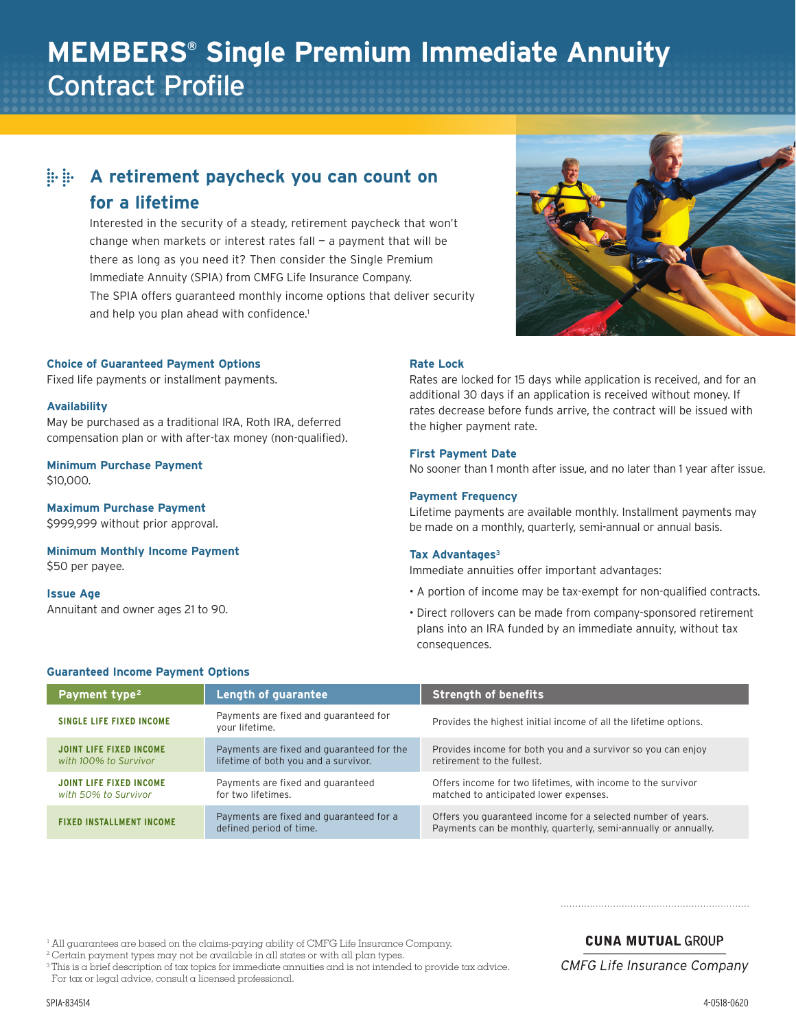# MEMBERS® Single Premium Immediate Annuity Contract Profile

## A retirement paycheck you can count on for a lifetime

Interested in the security of a steady, retirement paycheck that won't change when markets or interest rates fall — a payment that will be there as long as you need it? Then consider the Single Premium Immediate Annuity (SPIA) from CMFG Life Insurance Company. The SPIA offers guaranteed monthly income options that deliver security and help you plan ahead with confidence.[1]

### Choice of Guaranteed Payment Options

Fixed life payments or installment payments.

### Availability

May be purchased as a traditional IRA, Roth IRA, deferred compensation plan or with after-tax money (non-qualified).

### Minimum Purchase Payment

$10,000.

### Maximum Purchase Payment

$999,999 without prior approval.

### Minimum Monthly Income Payment

$50 per payee.

### Issue Age

Annuitant and owner ages 21 to 90.

### Rate Lock

Rates are locked for 15 days while application is received, and for an additional 30 days if an application is received without money. If rates decrease before funds arrive, the contract will be issued with the higher payment rate.

### First Payment Date

No sooner than 1 month after issue, and no later than 1 year after issue.

### Payment Frequency

Lifetime payments are available monthly. Installment payments may be made on a monthly, quarterly, semi-annual or annual basis.

### Tax Advantages[3]

Immediate annuities offer important advantages:

- A portion of income may be tax-exempt for non-qualified contracts.
- Direct rollovers can be made from company-sponsored retirement plans into an IRA funded by an immediate annuity, without tax consequences.

### Guaranteed Income Payment Options

| Payment type[2] | Length of guarantee | Strength of benefits |
|---|---|---|
| SINGLE LIFE FIXED INCOME | Payments are fixed and guaranteed for your lifetime. | Provides the highest initial income of all the lifetime options. |
| JOINT LIFE FIXED INCOME *with 100% to Survivor* | Payments are fixed and guaranteed for the lifetime of both you and a survivor. | Provides income for both you and a survivor so you can enjoy retirement to the fullest. |
| JOINT LIFE FIXED INCOME *with 50% to Survivor* | Payments are fixed and guaranteed for two lifetimes. | Offers income for two lifetimes, with income to the survivor matched to anticipated lower expenses. |
| FIXED INSTALLMENT INCOME | Payments are fixed and guaranteed for a defined period of time. | Offers you guaranteed income for a selected number of years. Payments can be monthly, quarterly, semi-annually or annually. |

[1] All guarantees are based on the claims-paying ability of CMFG Life Insurance Company.
[2] Certain payment types may not be available in all states or with all plan types.
[3] This is a brief description of tax topics for immediate annuities and is not intended to provide tax advice. For tax or legal advice, consult a licensed professional.

CUNA MUTUAL GROUP
*CMFG Life Insurance Company*

SPIA-834514

4-0518-0620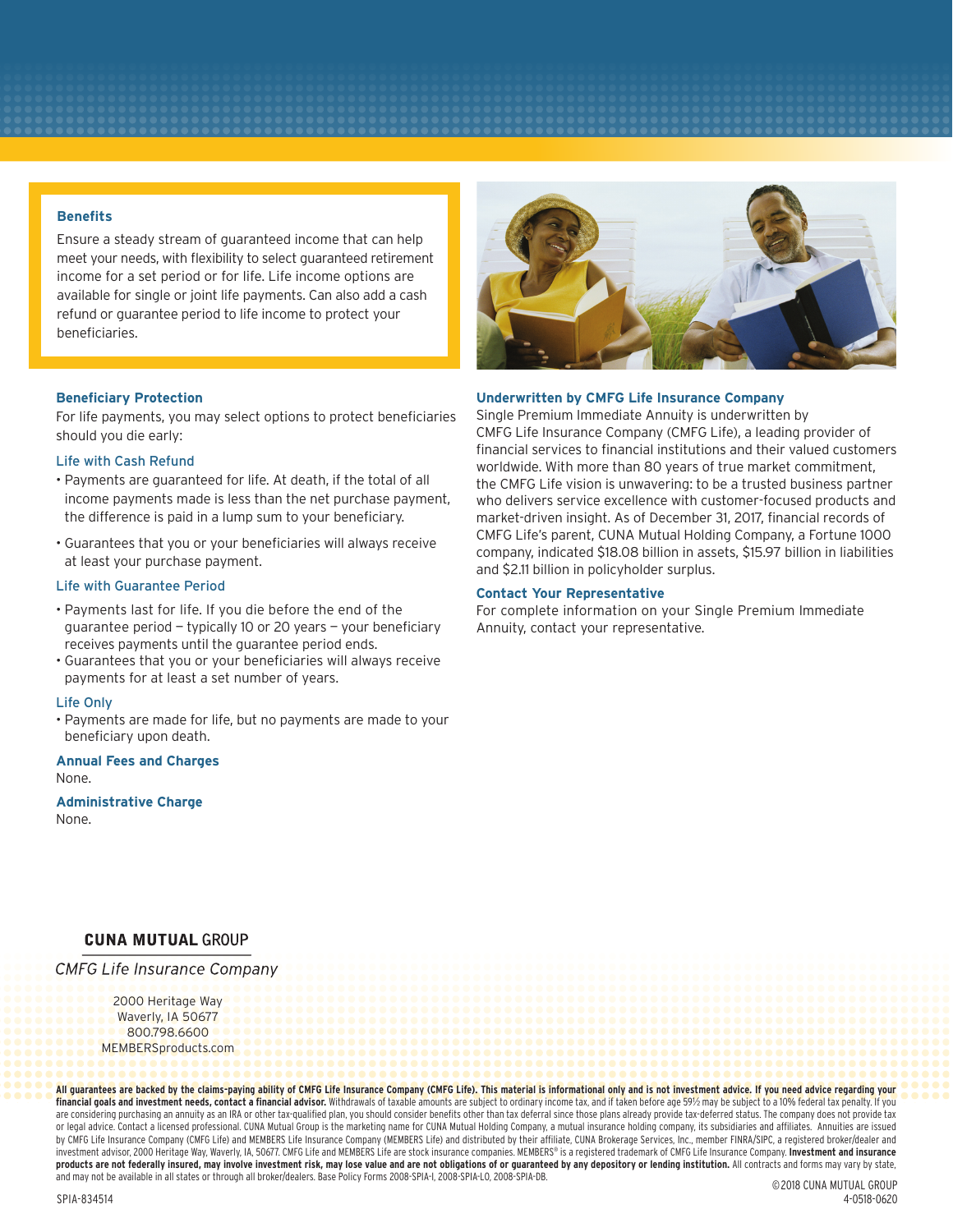## Benefits

Ensure a steady stream of guaranteed income that can help meet your needs, with flexibility to select guaranteed retirement income for a set period or for life. Life income options are available for single or joint life payments. Can also add a cash refund or guarantee period to life income to protect your beneficiaries.

## Beneficiary Protection

For life payments, you may select options to protect beneficiaries should you die early:

### Life with Cash Refund

- Payments are guaranteed for life. At death, if the total of all income payments made is less than the net purchase payment, the difference is paid in a lump sum to your beneficiary.
- Guarantees that you or your beneficiaries will always receive at least your purchase payment.

### Life with Guarantee Period

- Payments last for life. If you die before the end of the guarantee period – typically 10 or 20 years – your beneficiary receives payments until the guarantee period ends.
- Guarantees that you or your beneficiaries will always receive payments for at least a set number of years.

### Life Only

- Payments are made for life, but no payments are made to your beneficiary upon death.

## Annual Fees and Charges

None.

## Administrative Charge

None.

## Underwritten by CMFG Life Insurance Company

Single Premium Immediate Annuity is underwritten by CMFG Life Insurance Company (CMFG Life), a leading provider of financial services to financial institutions and their valued customers worldwide. With more than 80 years of true market commitment, the CMFG Life vision is unwavering: to be a trusted business partner who delivers service excellence with customer-focused products and market-driven insight. As of December 31, 2017, financial records of CMFG Life's parent, CUNA Mutual Holding Company, a Fortune 1000 company, indicated $18.08 billion in assets, $15.97 billion in liabilities and $2.11 billion in policyholder surplus.

## Contact Your Representative

For complete information on your Single Premium Immediate Annuity, contact your representative.

**CUNA MUTUAL** GROUP

*CMFG Life Insurance Company*

2000 Heritage Way
Waverly, IA 50677
800.798.6600
MEMBERSproducts.com

**All guarantees are backed by the claims-paying ability of CMFG Life Insurance Company (CMFG Life). This material is informational only and is not investment advice. If you need advice regarding your financial goals and investment needs, contact a financial advisor.** Withdrawals of taxable amounts are subject to ordinary income tax, and if taken before age 59½ may be subject to a 10% federal tax penalty. If you are considering purchasing an annuity as an IRA or other tax-qualified plan, you should consider benefits other than tax deferral since those plans already provide tax-deferred status. The company does not provide tax or legal advice. Contact a licensed professional. CUNA Mutual Group is the marketing name for CUNA Mutual Holding Company, a mutual insurance holding company, its subsidiaries and affiliates. Annuities are issued by CMFG Life Insurance Company (CMFG Life) and MEMBERS Life Insurance Company (MEMBERS Life) and distributed by their affiliate, CUNA Brokerage Services, Inc., member FINRA/SIPC, a registered broker/dealer and investment advisor, 2000 Heritage Way, Waverly, IA, 50677. CMFG Life and MEMBERS Life are stock insurance companies. MEMBERS® is a registered trademark of CMFG Life Insurance Company. **Investment and insurance products are not federally insured, may involve investment risk, may lose value and are not obligations of or guaranteed by any depository or lending institution.** All contracts and forms may vary by state, and may not be available in all states or through all broker/dealers. Base Policy Forms 2008-SPIA-I, 2008-SPIA-LO, 2008-SPIA-DB.

©2018 CUNA MUTUAL GROUP

SPIA-834514

4-0518-0620